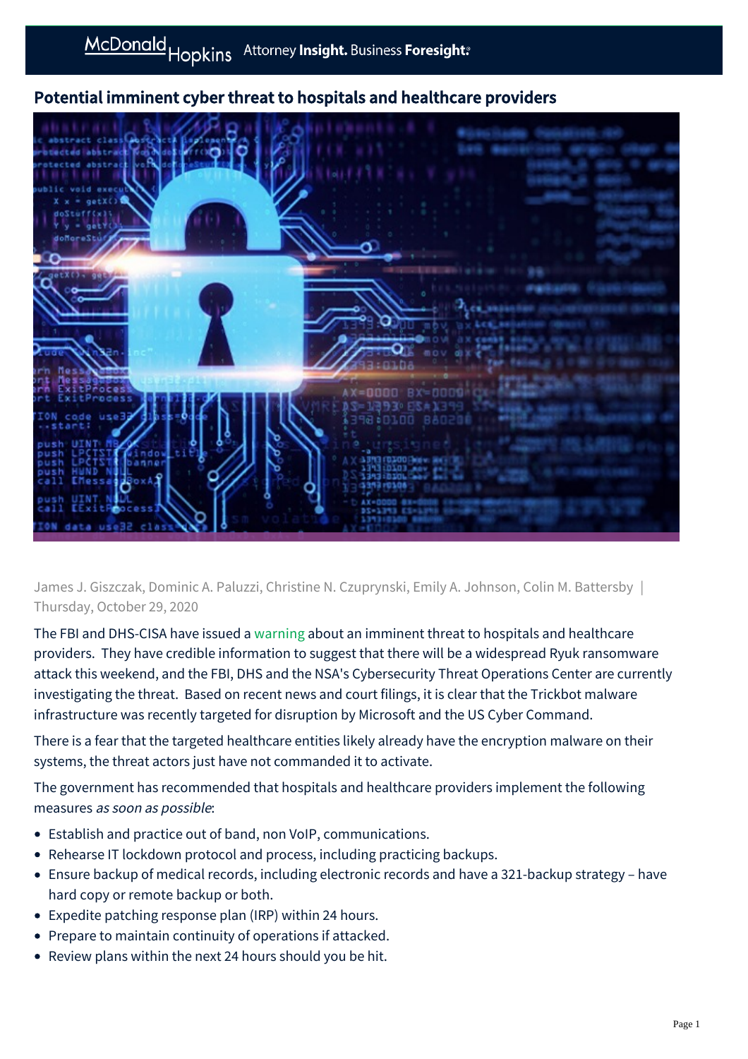# Potential imminent cyber threat to hospitals and healthcare providers

James J. Giszczak, Dominic A. Paluzzi, Christine N. Czuprynski, Emily A. Johnson, Colin M. Battersby | Thursday, October 29, 2020

The FBI and DHS-CISA have issued a warning about an imminent threat to hospitals and healthcare providers. They have credible information to suggest that there will be a widespread Ryuk ransomware attack this weekend, and the FBI, DHS and the NSA's Cybersecurity Threat Operations Center are currently investigating the threat. Based on recent news and court filings, it is clear that the Trickbot malware infrastructure was recently targeted for disruption by Microsoft and the US Cyber Command.

There is a fear that the targeted healthcare entities likely already have the encryption malware on their systems, the threat actors just have not commanded it to activate.

The government has recommended that hospitals and healthcare providers implement the following measures *as soon as possible*:

- Establish and practice out of band, non VoIP, communications.
- Rehearse IT lockdown protocol and process, including practicing backups.
- Ensure backup of medical records, including electronic records and have a 321-backup strategy – have hard copy or remote backup or both.
- Expedite patching response plan (IRP) within 24 hours.
- Prepare to maintain continuity of operations if attacked.
- Review plans within the next 24 hours should you be hit.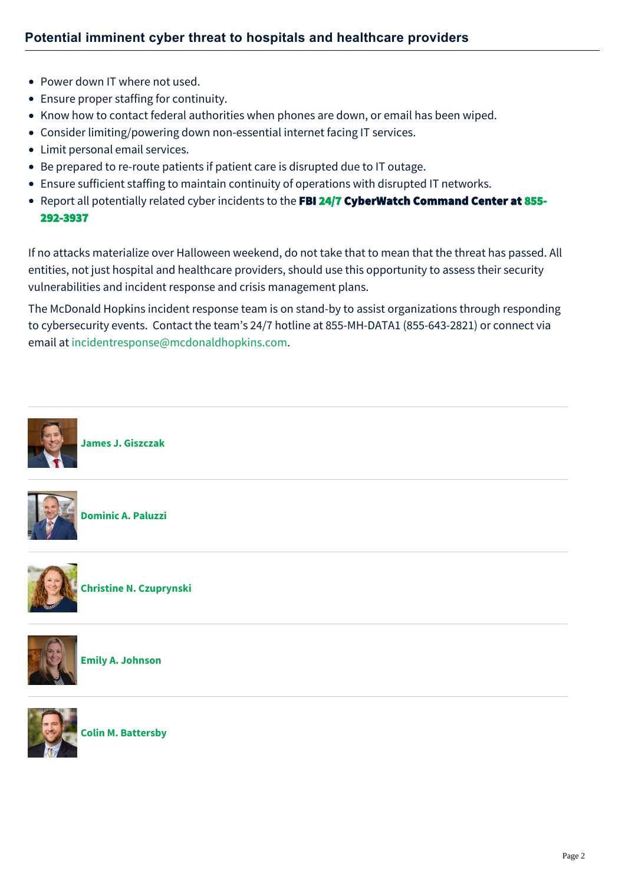- Power down IT where not used.
- Ensure proper staffing for continuity.
- Know how to contact federal authorities when phones are down, or email has been wiped.
- Consider limiting/powering down non-essential internet facing IT services.
- Limit personal email services.
- Be prepared to re-route patients if patient care is disrupted due to IT outage.
- Ensure sufficient staffing to maintain continuity of operations with disrupted IT networks.
- Report all potentially related cyber incidents to the **FBI 24/7 CyberWatch Command Center at 855-292-3937**

If no attacks materialize over Halloween weekend, do not take that to mean that the threat has passed. All entities, not just hospital and healthcare providers, should use this opportunity to assess their security vulnerabilities and incident response and crisis management plans.

The McDonald Hopkins incident response team is on stand-by to assist organizations through responding to cybersecurity events. Contact the team's 24/7 hotline at 855-MH-DATA1 (855-643-2821) or connect via email at incidentresponse@mcdonaldhopkins.com.

**James J. Giszczak**

**Dominic A. Paluzzi**

**Christine N. Czuprynski**

**Emily A. Johnson**

**Colin M. Battersby**